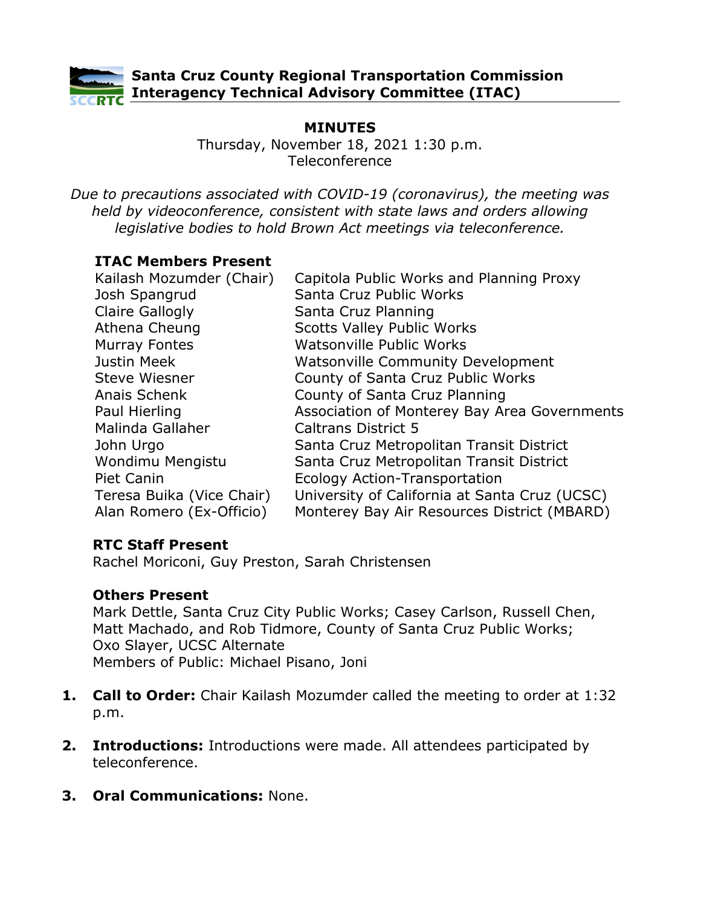**Santa Cruz County Regional Transportation Commission**
**Interagency Technical Advisory Committee (ITAC)**

# MINUTES

Thursday, November 18, 2021 1:30 p.m.
Teleconference

*Due to precautions associated with COVID-19 (coronavirus), the meeting was held by videoconference, consistent with state laws and orders allowing legislative bodies to hold Brown Act meetings via teleconference.*

### ITAC Members Present

| | |
|---|---|
| Kailash Mozumder (Chair) | Capitola Public Works and Planning Proxy |
| Josh Spangrud | Santa Cruz Public Works |
| Claire Gallogly | Santa Cruz Planning |
| Athena Cheung | Scotts Valley Public Works |
| Murray Fontes | Watsonville Public Works |
| Justin Meek | Watsonville Community Development |
| Steve Wiesner | County of Santa Cruz Public Works |
| Anais Schenk | County of Santa Cruz Planning |
| Paul Hierling | Association of Monterey Bay Area Governments |
| Malinda Gallaher | Caltrans District 5 |
| John Urgo | Santa Cruz Metropolitan Transit District |
| Wondimu Mengistu | Santa Cruz Metropolitan Transit District |
| Piet Canin | Ecology Action-Transportation |
| Teresa Buika (Vice Chair) | University of California at Santa Cruz (UCSC) |
| Alan Romero (Ex-Officio) | Monterey Bay Air Resources District (MBARD) |

### RTC Staff Present

Rachel Moriconi, Guy Preston, Sarah Christensen

### Others Present

Mark Dettle, Santa Cruz City Public Works; Casey Carlson, Russell Chen, Matt Machado, and Rob Tidmore, County of Santa Cruz Public Works; Oxo Slayer, UCSC Alternate
Members of Public: Michael Pisano, Joni

1. **Call to Order:** Chair Kailash Mozumder called the meeting to order at 1:32 p.m.

2. **Introductions:** Introductions were made. All attendees participated by teleconference.

3. **Oral Communications:** None.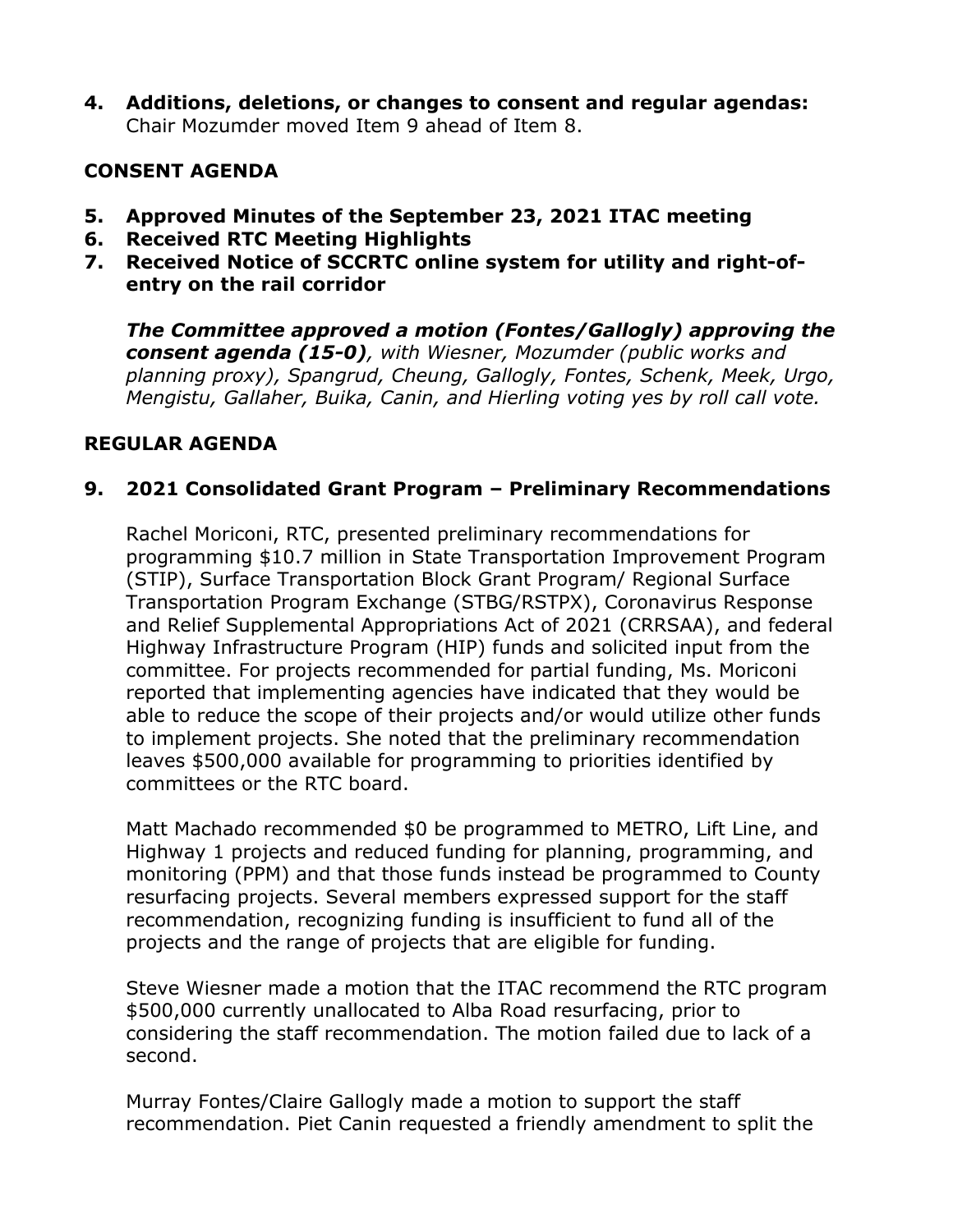**4. Additions, deletions, or changes to consent and regular agendas:** Chair Mozumder moved Item 9 ahead of Item 8.

## CONSENT AGENDA

**5. Approved Minutes of the September 23, 2021 ITAC meeting**
**6. Received RTC Meeting Highlights**
**7. Received Notice of SCCRTC online system for utility and right-of-entry on the rail corridor**

***The Committee approved a motion (Fontes/Gallogly) approving the consent agenda (15-0)****, with Wiesner, Mozumder (public works and planning proxy), Spangrud, Cheung, Gallogly, Fontes, Schenk, Meek, Urgo, Mengistu, Gallaher, Buika, Canin, and Hierling voting yes by roll call vote.*

## REGULAR AGENDA

### 9. 2021 Consolidated Grant Program – Preliminary Recommendations

Rachel Moriconi, RTC, presented preliminary recommendations for programming $10.7 million in State Transportation Improvement Program (STIP), Surface Transportation Block Grant Program/ Regional Surface Transportation Program Exchange (STBG/RSTPX), Coronavirus Response and Relief Supplemental Appropriations Act of 2021 (CRRSAA), and federal Highway Infrastructure Program (HIP) funds and solicited input from the committee. For projects recommended for partial funding, Ms. Moriconi reported that implementing agencies have indicated that they would be able to reduce the scope of their projects and/or would utilize other funds to implement projects. She noted that the preliminary recommendation leaves $500,000 available for programming to priorities identified by committees or the RTC board.

Matt Machado recommended $0 be programmed to METRO, Lift Line, and Highway 1 projects and reduced funding for planning, programming, and monitoring (PPM) and that those funds instead be programmed to County resurfacing projects. Several members expressed support for the staff recommendation, recognizing funding is insufficient to fund all of the projects and the range of projects that are eligible for funding.

Steve Wiesner made a motion that the ITAC recommend the RTC program $500,000 currently unallocated to Alba Road resurfacing, prior to considering the staff recommendation. The motion failed due to lack of a second.

Murray Fontes/Claire Gallogly made a motion to support the staff recommendation. Piet Canin requested a friendly amendment to split the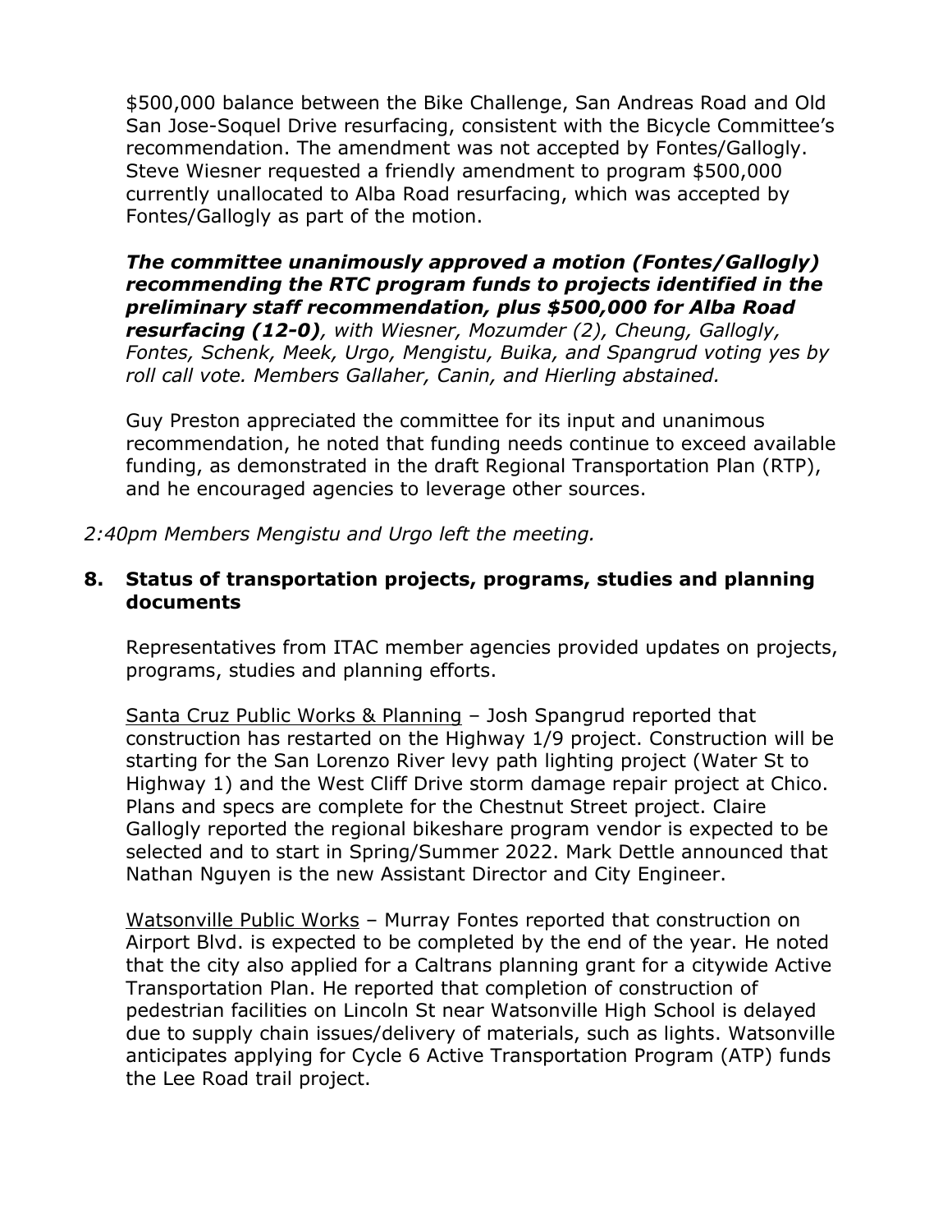$500,000 balance between the Bike Challenge, San Andreas Road and Old San Jose-Soquel Drive resurfacing, consistent with the Bicycle Committee's recommendation. The amendment was not accepted by Fontes/Gallogly. Steve Wiesner requested a friendly amendment to program $500,000 currently unallocated to Alba Road resurfacing, which was accepted by Fontes/Gallogly as part of the motion.

***The committee unanimously approved a motion (Fontes/Gallogly) recommending the RTC program funds to projects identified in the preliminary staff recommendation, plus $500,000 for Alba Road resurfacing (12-0)****, with Wiesner, Mozumder (2), Cheung, Gallogly, Fontes, Schenk, Meek, Urgo, Mengistu, Buika, and Spangrud voting yes by roll call vote. Members Gallaher, Canin, and Hierling abstained.*

Guy Preston appreciated the committee for its input and unanimous recommendation, he noted that funding needs continue to exceed available funding, as demonstrated in the draft Regional Transportation Plan (RTP), and he encouraged agencies to leverage other sources.

*2:40pm Members Mengistu and Urgo left the meeting.*

## 8. Status of transportation projects, programs, studies and planning documents

Representatives from ITAC member agencies provided updates on projects, programs, studies and planning efforts.

Santa Cruz Public Works & Planning – Josh Spangrud reported that construction has restarted on the Highway 1/9 project. Construction will be starting for the San Lorenzo River levy path lighting project (Water St to Highway 1) and the West Cliff Drive storm damage repair project at Chico. Plans and specs are complete for the Chestnut Street project. Claire Gallogly reported the regional bikeshare program vendor is expected to be selected and to start in Spring/Summer 2022. Mark Dettle announced that Nathan Nguyen is the new Assistant Director and City Engineer.

Watsonville Public Works – Murray Fontes reported that construction on Airport Blvd. is expected to be completed by the end of the year. He noted that the city also applied for a Caltrans planning grant for a citywide Active Transportation Plan. He reported that completion of construction of pedestrian facilities on Lincoln St near Watsonville High School is delayed due to supply chain issues/delivery of materials, such as lights. Watsonville anticipates applying for Cycle 6 Active Transportation Program (ATP) funds the Lee Road trail project.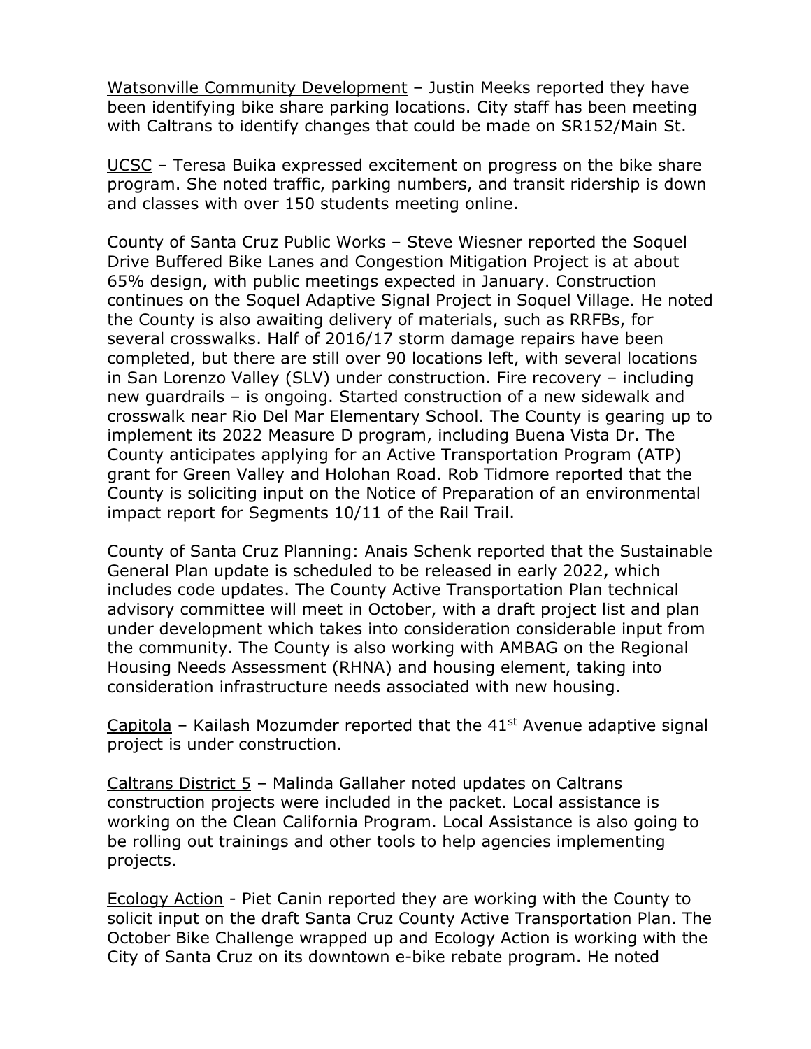Watsonville Community Development – Justin Meeks reported they have been identifying bike share parking locations. City staff has been meeting with Caltrans to identify changes that could be made on SR152/Main St.

UCSC – Teresa Buika expressed excitement on progress on the bike share program. She noted traffic, parking numbers, and transit ridership is down and classes with over 150 students meeting online.

County of Santa Cruz Public Works – Steve Wiesner reported the Soquel Drive Buffered Bike Lanes and Congestion Mitigation Project is at about 65% design, with public meetings expected in January. Construction continues on the Soquel Adaptive Signal Project in Soquel Village. He noted the County is also awaiting delivery of materials, such as RRFBs, for several crosswalks. Half of 2016/17 storm damage repairs have been completed, but there are still over 90 locations left, with several locations in San Lorenzo Valley (SLV) under construction. Fire recovery – including new guardrails – is ongoing. Started construction of a new sidewalk and crosswalk near Rio Del Mar Elementary School. The County is gearing up to implement its 2022 Measure D program, including Buena Vista Dr. The County anticipates applying for an Active Transportation Program (ATP) grant for Green Valley and Holohan Road. Rob Tidmore reported that the County is soliciting input on the Notice of Preparation of an environmental impact report for Segments 10/11 of the Rail Trail.

County of Santa Cruz Planning: Anais Schenk reported that the Sustainable General Plan update is scheduled to be released in early 2022, which includes code updates. The County Active Transportation Plan technical advisory committee will meet in October, with a draft project list and plan under development which takes into consideration considerable input from the community. The County is also working with AMBAG on the Regional Housing Needs Assessment (RHNA) and housing element, taking into consideration infrastructure needs associated with new housing.

Capitola – Kailash Mozumder reported that the 41st Avenue adaptive signal project is under construction.

Caltrans District 5 – Malinda Gallaher noted updates on Caltrans construction projects were included in the packet. Local assistance is working on the Clean California Program. Local Assistance is also going to be rolling out trainings and other tools to help agencies implementing projects.

Ecology Action - Piet Canin reported they are working with the County to solicit input on the draft Santa Cruz County Active Transportation Plan. The October Bike Challenge wrapped up and Ecology Action is working with the City of Santa Cruz on its downtown e-bike rebate program. He noted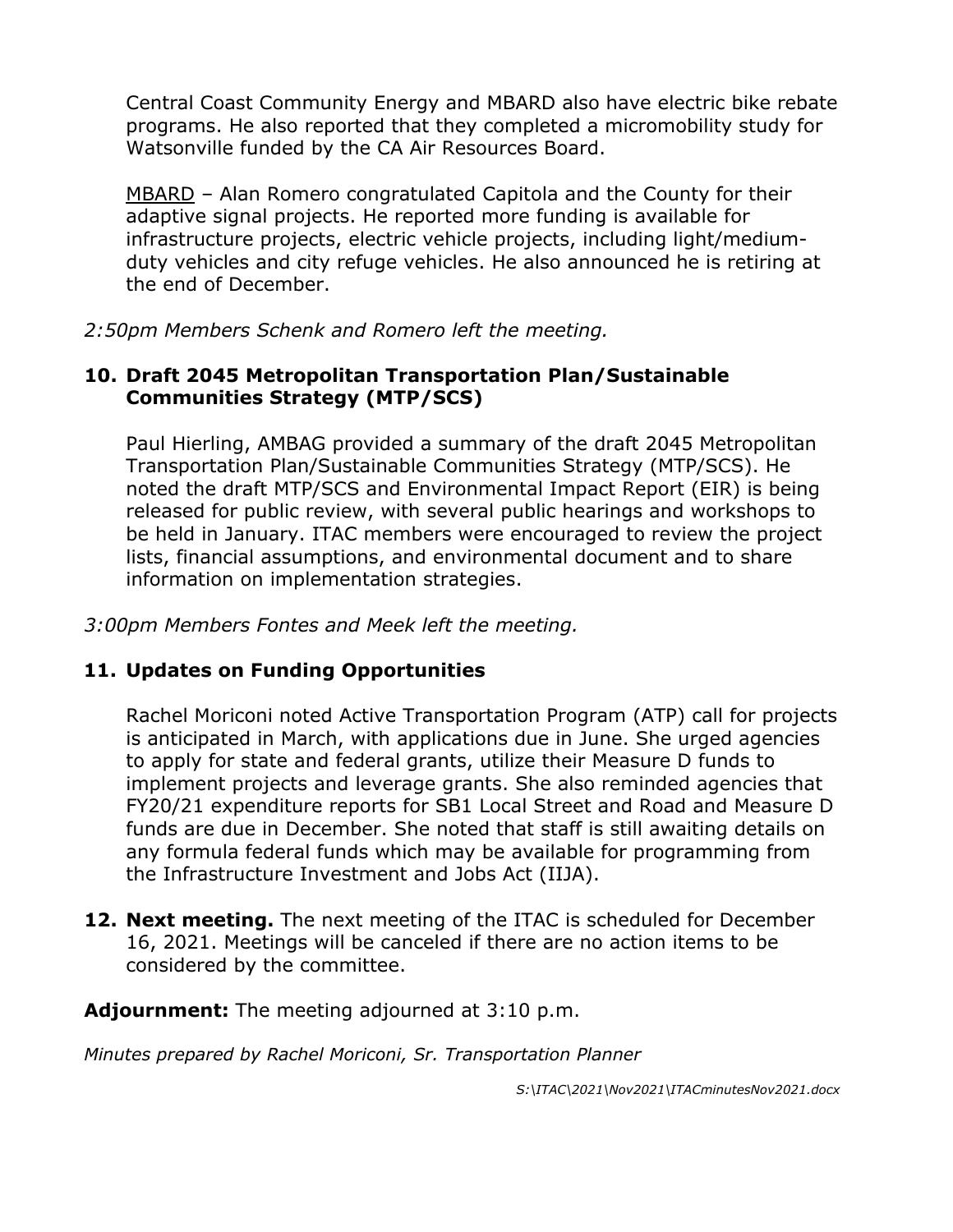Central Coast Community Energy and MBARD also have electric bike rebate programs. He also reported that they completed a micromobility study for Watsonville funded by the CA Air Resources Board.

MBARD – Alan Romero congratulated Capitola and the County for their adaptive signal projects. He reported more funding is available for infrastructure projects, electric vehicle projects, including light/medium-duty vehicles and city refuge vehicles. He also announced he is retiring at the end of December.

*2:50pm Members Schenk and Romero left the meeting.*

## 10. Draft 2045 Metropolitan Transportation Plan/Sustainable Communities Strategy (MTP/SCS)

Paul Hierling, AMBAG provided a summary of the draft 2045 Metropolitan Transportation Plan/Sustainable Communities Strategy (MTP/SCS). He noted the draft MTP/SCS and Environmental Impact Report (EIR) is being released for public review, with several public hearings and workshops to be held in January. ITAC members were encouraged to review the project lists, financial assumptions, and environmental document and to share information on implementation strategies.

*3:00pm Members Fontes and Meek left the meeting.*

## 11. Updates on Funding Opportunities

Rachel Moriconi noted Active Transportation Program (ATP) call for projects is anticipated in March, with applications due in June. She urged agencies to apply for state and federal grants, utilize their Measure D funds to implement projects and leverage grants. She also reminded agencies that FY20/21 expenditure reports for SB1 Local Street and Road and Measure D funds are due in December. She noted that staff is still awaiting details on any formula federal funds which may be available for programming from the Infrastructure Investment and Jobs Act (IIJA).

**12. Next meeting.** The next meeting of the ITAC is scheduled for December 16, 2021. Meetings will be canceled if there are no action items to be considered by the committee.

**Adjournment:** The meeting adjourned at 3:10 p.m.

*Minutes prepared by Rachel Moriconi, Sr. Transportation Planner*

*S:\ITAC\2021\Nov2021\ITACminutesNov2021.docx*